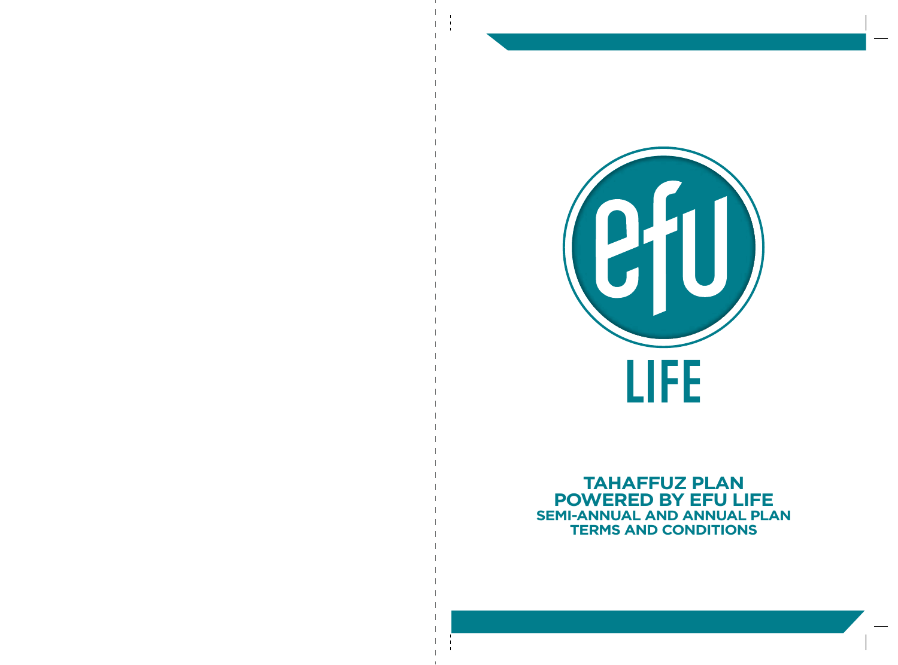efu

LIFE

# TAHAFFUZ PLAN
# POWERED BY EFU LIFE
## SEMI-ANNUAL AND ANNUAL PLAN
## TERMS AND CONDITIONS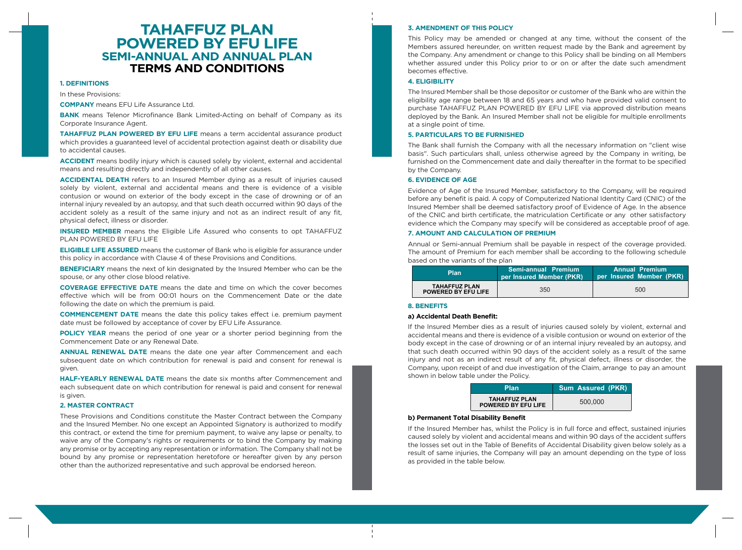# TAHAFFUZ PLAN POWERED BY EFU LIFE
## SEMI-ANNUAL AND ANNUAL PLAN
# TERMS AND CONDITIONS

### 1. DEFINITIONS

In these Provisions:

**COMPANY** means EFU Life Assurance Ltd.

**BANK** means Telenor Microfinance Bank Limited-Acting on behalf of Company as its Corporate Insurance Agent.

**TAHAFFUZ PLAN POWERED BY EFU LIFE** means a term accidental assurance product which provides a guaranteed level of accidental protection against death or disability due to accidental causes.

**ACCIDENT** means bodily injury which is caused solely by violent, external and accidental means and resulting directly and independently of all other causes.

**ACCIDENTAL DEATH** refers to an Insured Member dying as a result of injuries caused solely by violent, external and accidental means and there is evidence of a visible contusion or wound on exterior of the body except in the case of drowning or of an internal injury revealed by an autopsy, and that such death occurred within 90 days of the accident solely as a result of the same injury and not as an indirect result of any fit, physical defect, illness or disorder.

**INSURED MEMBER** means the Eligible Life Assured who consents to opt TAHAFFUZ PLAN POWERED BY EFU LIFE

**ELIGIBLE LIFE ASSURED** means the customer of Bank who is eligible for assurance under this policy in accordance with Clause 4 of these Provisions and Conditions.

**BENEFICIARY** means the next of kin designated by the Insured Member who can be the spouse, or any other close blood relative.

**COVERAGE EFFECTIVE DATE** means the date and time on which the cover becomes effective which will be from 00:01 hours on the Commencement Date or the date following the date on which the premium is paid.

**COMMENCEMENT DATE** means the date this policy takes effect i.e. premium payment date must be followed by acceptance of cover by EFU Life Assurance.

**POLICY YEAR** means the period of one year or a shorter period beginning from the Commencement Date or any Renewal Date.

**ANNUAL RENEWAL DATE** means the date one year after Commencement and each subsequent date on which contribution for renewal is paid and consent for renewal is given.

**HALF-YEARLY RENEWAL DATE** means the date six months after Commencement and each subsequent date on which contribution for renewal is paid and consent for renewal is given.

### 2. MASTER CONTRACT

These Provisions and Conditions constitute the Master Contract between the Company and the Insured Member. No one except an Appointed Signatory is authorized to modify this contract, or extend the time for premium payment, to waive any lapse or penalty, to waive any of the Company's rights or requirements or to bind the Company by making any promise or by accepting any representation or information. The Company shall not be bound by any promise or representation heretofore or hereafter given by any person other than the authorized representative and such approval be endorsed hereon.

### 3. AMENDMENT OF THIS POLICY

This Policy may be amended or changed at any time, without the consent of the Members assured hereunder, on written request made by the Bank and agreement by the Company. Any amendment or change to this Policy shall be binding on all Members whether assured under this Policy prior to or on or after the date such amendment becomes effective.

### 4. ELIGIBILITY

The Insured Member shall be those depositor or customer of the Bank who are within the eligibility age range between 18 and 65 years and who have provided valid consent to purchase TAHAFFUZ PLAN POWERED BY EFU LIFE via approved distribution means deployed by the Bank. An Insured Member shall not be eligible for multiple enrollments at a single point of time.

### 5. PARTICULARS TO BE FURNISHED

The Bank shall furnish the Company with all the necessary information on "client wise basis". Such particulars shall, unless otherwise agreed by the Company in writing, be furnished on the Commencement date and daily thereafter in the format to be specified by the Company.

### 6. EVIDENCE OF AGE

Evidence of Age of the Insured Member, satisfactory to the Company, will be required before any benefit is paid. A copy of Computerized National Identity Card (CNIC) of the Insured Member shall be deemed satisfactory proof of Evidence of Age. In the absence of the CNIC and birth certificate, the matriculation Certificate or any other satisfactory evidence which the Company may specify will be considered as acceptable proof of age.

### 7. AMOUNT AND CALCULATION OF PREMIUM

Annual or Semi-annual Premium shall be payable in respect of the coverage provided. The amount of Premium for each member shall be according to the following schedule based on the variants of the plan

| Plan | Semi-annual Premium per Insured Member (PKR) | Annual Premium per Insured Member (PKR) |
|---|---|---|
| TAHAFFUZ PLAN POWERED BY EFU LIFE | 350 | 500 |

### 8. BENEFITS

#### a) Accidental Death Benefit:

If the Insured Member dies as a result of injuries caused solely by violent, external and accidental means and there is evidence of a visible contusion or wound on exterior of the body except in the case of drowning or of an internal injury revealed by an autopsy, and that such death occurred within 90 days of the accident solely as a result of the same injury and not as an indirect result of any fit, physical defect, illness or disorder, the Company, upon receipt of and due investigation of the Claim, arrange to pay an amount shown in below table under the Policy.

| Plan | Sum Assured (PKR) |
|---|---|
| TAHAFFUZ PLAN POWERED BY EFU LIFE | 500,000 |

#### b) Permanent Total Disability Benefit

If the Insured Member has, whilst the Policy is in full force and effect, sustained injuries caused solely by violent and accidental means and within 90 days of the accident suffers the losses set out in the Table of Benefits of Accidental Disability given below solely as a result of same injuries, the Company will pay an amount depending on the type of loss as provided in the table below.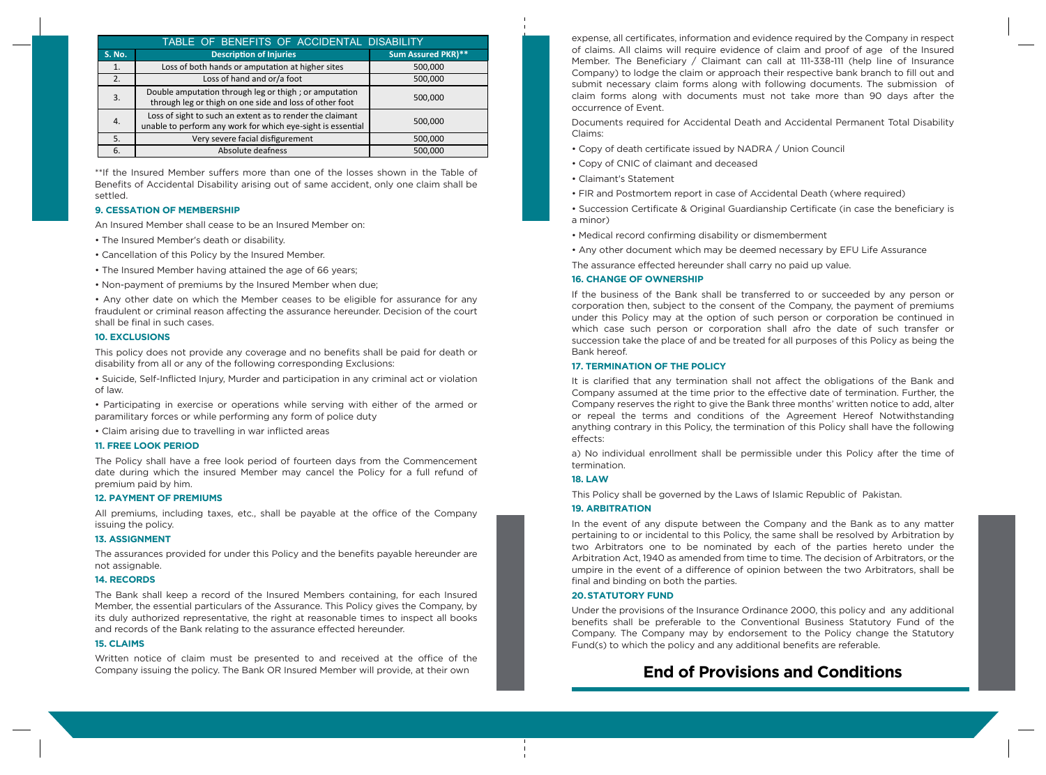| TABLE OF BENEFITS OF ACCIDENTAL DISABILITY | | |
|---|---|---|
| **S. No.** | **Description of Injuries** | **Sum Assured PKR)\*\*** |
| 1. | Loss of both hands or amputation at higher sites | 500,000 |
| 2. | Loss of hand and or/a foot | 500,000 |
| 3. | Double amputation through leg or thigh ; or amputation through leg or thigh on one side and loss of other foot | 500,000 |
| 4. | Loss of sight to such an extent as to render the claimant unable to perform any work for which eye-sight is essential | 500,000 |
| 5. | Very severe facial disfigurement | 500,000 |
| 6. | Absolute deafness | 500,000 |

**If the Insured Member suffers more than one of the losses shown in the Table of Benefits of Accidental Disability arising out of same accident, only one claim shall be settled.

### 9. CESSATION OF MEMBERSHIP

An Insured Member shall cease to be an Insured Member on:

- The Insured Member's death or disability.
- Cancellation of this Policy by the Insured Member.
- The Insured Member having attained the age of 66 years;
- Non-payment of premiums by the Insured Member when due;
- Any other date on which the Member ceases to be eligible for assurance for any fraudulent or criminal reason affecting the assurance hereunder. Decision of the court shall be final in such cases.

### 10. EXCLUSIONS

This policy does not provide any coverage and no benefits shall be paid for death or disability from all or any of the following corresponding Exclusions:

- Suicide, Self-Inflicted Injury, Murder and participation in any criminal act or violation of law.
- Participating in exercise or operations while serving with either of the armed or paramilitary forces or while performing any form of police duty
- Claim arising due to travelling in war inflicted areas

### 11. FREE LOOK PERIOD

The Policy shall have a free look period of fourteen days from the Commencement date during which the insured Member may cancel the Policy for a full refund of premium paid by him.

### 12. PAYMENT OF PREMIUMS

All premiums, including taxes, etc., shall be payable at the office of the Company issuing the policy.

### 13. ASSIGNMENT

The assurances provided for under this Policy and the benefits payable hereunder are not assignable.

### 14. RECORDS

The Bank shall keep a record of the Insured Members containing, for each Insured Member, the essential particulars of the Assurance. This Policy gives the Company, by its duly authorized representative, the right at reasonable times to inspect all books and records of the Bank relating to the assurance effected hereunder.

### 15. CLAIMS

Written notice of claim must be presented to and received at the office of the Company issuing the policy. The Bank OR Insured Member will provide, at their own expense, all certificates, information and evidence required by the Company in respect of claims. All claims will require evidence of claim and proof of age of the Insured Member. The Beneficiary / Claimant can call at 111-338-111 (help line of Insurance Company) to lodge the claim or approach their respective bank branch to fill out and submit necessary claim forms along with following documents. The submission of claim forms along with documents must not take more than 90 days after the occurrence of Event.

Documents required for Accidental Death and Accidental Permanent Total Disability Claims:

- Copy of death certificate issued by NADRA / Union Council
- Copy of CNIC of claimant and deceased
- Claimant's Statement
- FIR and Postmortem report in case of Accidental Death (where required)
- Succession Certificate & Original Guardianship Certificate (in case the beneficiary is a minor)
- Medical record confirming disability or dismemberment
- Any other document which may be deemed necessary by EFU Life Assurance

The assurance effected hereunder shall carry no paid up value.

### 16. CHANGE OF OWNERSHIP

If the business of the Bank shall be transferred to or succeeded by any person or corporation then, subject to the consent of the Company, the payment of premiums under this Policy may at the option of such person or corporation be continued in which case such person or corporation shall afro the date of such transfer or succession take the place of and be treated for all purposes of this Policy as being the Bank hereof.

### 17. TERMINATION OF THE POLICY

It is clarified that any termination shall not affect the obligations of the Bank and Company assumed at the time prior to the effective date of termination. Further, the Company reserves the right to give the Bank three months' written notice to add, alter or repeal the terms and conditions of the Agreement Hereof Notwithstanding anything contrary in this Policy, the termination of this Policy shall have the following effects:

a) No individual enrollment shall be permissible under this Policy after the time of termination.

### 18. LAW

This Policy shall be governed by the Laws of Islamic Republic of Pakistan.

### 19. ARBITRATION

In the event of any dispute between the Company and the Bank as to any matter pertaining to or incidental to this Policy, the same shall be resolved by Arbitration by two Arbitrators one to be nominated by each of the parties hereto under the Arbitration Act, 1940 as amended from time to time. The decision of Arbitrators, or the umpire in the event of a difference of opinion between the two Arbitrators, shall be final and binding on both the parties.

### 20. STATUTORY FUND

Under the provisions of the Insurance Ordinance 2000, this policy and any additional benefits shall be preferable to the Conventional Business Statutory Fund of the Company. The Company may by endorsement to the Policy change the Statutory Fund(s) to which the policy and any additional benefits are referable.

## End of Provisions and Conditions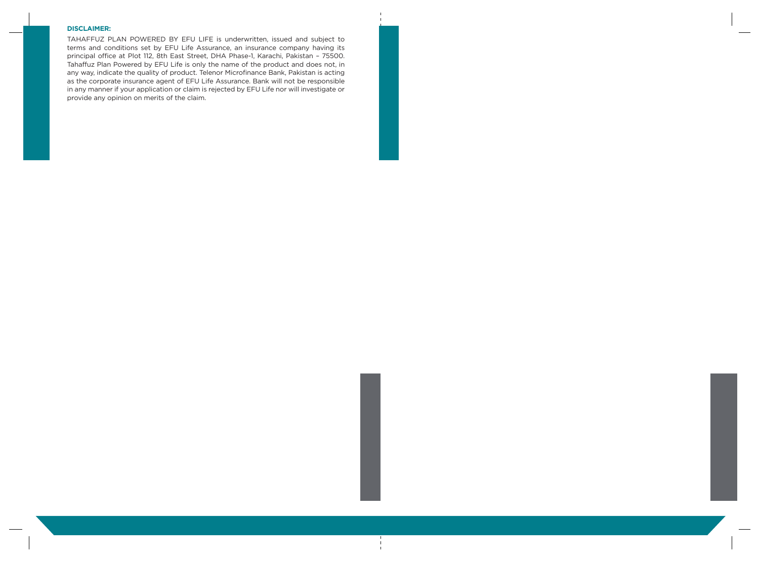**DISCLAIMER:**

TAHAFFUZ PLAN POWERED BY EFU LIFE is underwritten, issued and subject to terms and conditions set by EFU Life Assurance, an insurance company having its principal office at Plot 112, 8th East Street, DHA Phase-1, Karachi, Pakistan – 75500. Tahaffuz Plan Powered by EFU Life is only the name of the product and does not, in any way, indicate the quality of product. Telenor Microfinance Bank, Pakistan is acting as the corporate insurance agent of EFU Life Assurance. Bank will not be responsible in any manner if your application or claim is rejected by EFU Life nor will investigate or provide any opinion on merits of the claim.